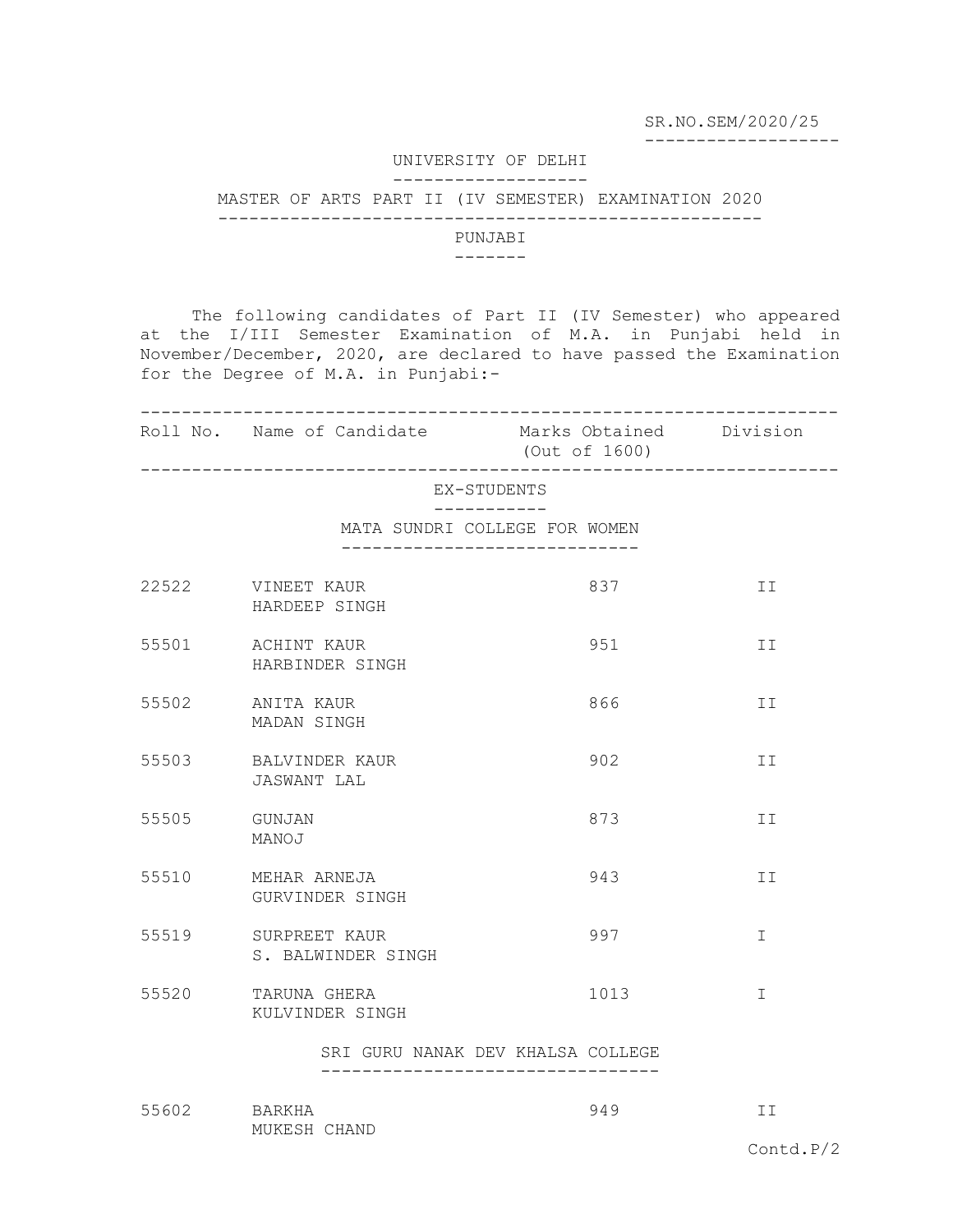SR.NO.SEM/2020/25

# UNIVERSITY OF DELHI

## MASTER OF ARTS PART II (IV SEMESTER) EXAMINATION 2020

### PUNJABI

The following candidates of Part II (IV Semester) who appeared at the I/III Semester Examination of M.A. in Punjabi held in November/December, 2020, are declared to have passed the Examination for the Degree of M.A. in Punjabi:-

| Roll No. | Name of Candidate | Marks Obtained (Out of 1600) | Division |
|---|---|---|---|
| | **EX-STUDENTS** | | |
| | **MATA SUNDRI COLLEGE FOR WOMEN** | | |
| 22522 | VINEET KAUR<br>HARDEEP SINGH | 837 | II |
| 55501 | ACHINT KAUR<br>HARBINDER SINGH | 951 | II |
| 55502 | ANITA KAUR<br>MADAN SINGH | 866 | II |
| 55503 | BALVINDER KAUR<br>JASWANT LAL | 902 | II |
| 55505 | GUNJAN<br>MANOJ | 873 | II |
| 55510 | MEHAR ARNEJA<br>GURVINDER SINGH | 943 | II |
| 55519 | SURPREET KAUR<br>S. BALWINDER SINGH | 997 | I |
| 55520 | TARUNA GHERA<br>KULVINDER SINGH | 1013 | I |
| | **SRI GURU NANAK DEV KHALSA COLLEGE** | | |
| 55602 | BARKHA<br>MUKESH CHAND | 949 | II |

Contd.P/2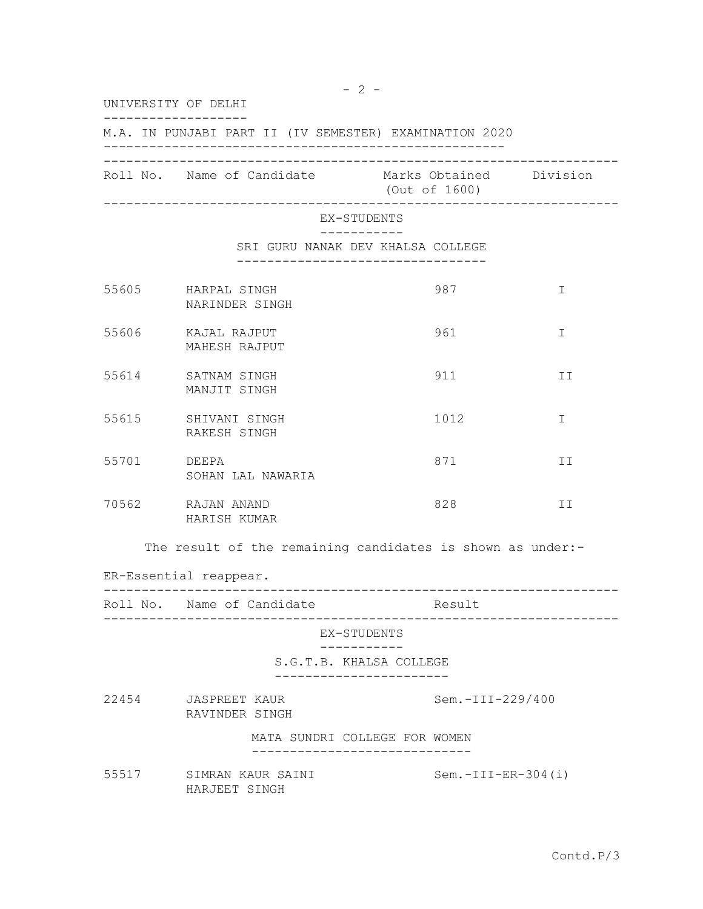UNIVERSITY OF DELHI

M.A. IN PUNJABI PART II (IV SEMESTER) EXAMINATION 2020

| Roll No. | Name of Candidate | Marks Obtained (Out of 1600) | Division |
|---|---|---|---|
| | **EX-STUDENTS** | | |
| | **SRI GURU NANAK DEV KHALSA COLLEGE** | | |
| 55605 | HARPAL SINGH<br>NARINDER SINGH | 987 | I |
| 55606 | KAJAL RAJPUT<br>MAHESH RAJPUT | 961 | I |
| 55614 | SATNAM SINGH<br>MANJIT SINGH | 911 | II |
| 55615 | SHIVANI SINGH<br>RAKESH SINGH | 1012 | I |
| 55701 | DEEPA<br>SOHAN LAL NAWARIA | 871 | II |
| 70562 | RAJAN ANAND<br>HARISH KUMAR | 828 | II |

The result of the remaining candidates is shown as under:-

ER-Essential reappear.

| Roll No. | Name of Candidate | Result |
|---|---|---|
| | **EX-STUDENTS** | |
| | **S.G.T.B. KHALSA COLLEGE** | |
| 22454 | JASPREET KAUR<br>RAVINDER SINGH | Sem.-III-229/400 |
| | **MATA SUNDRI COLLEGE FOR WOMEN** | |
| 55517 | SIMRAN KAUR SAINI<br>HARJEET SINGH | Sem.-III-ER-304(i) |

Contd.P/3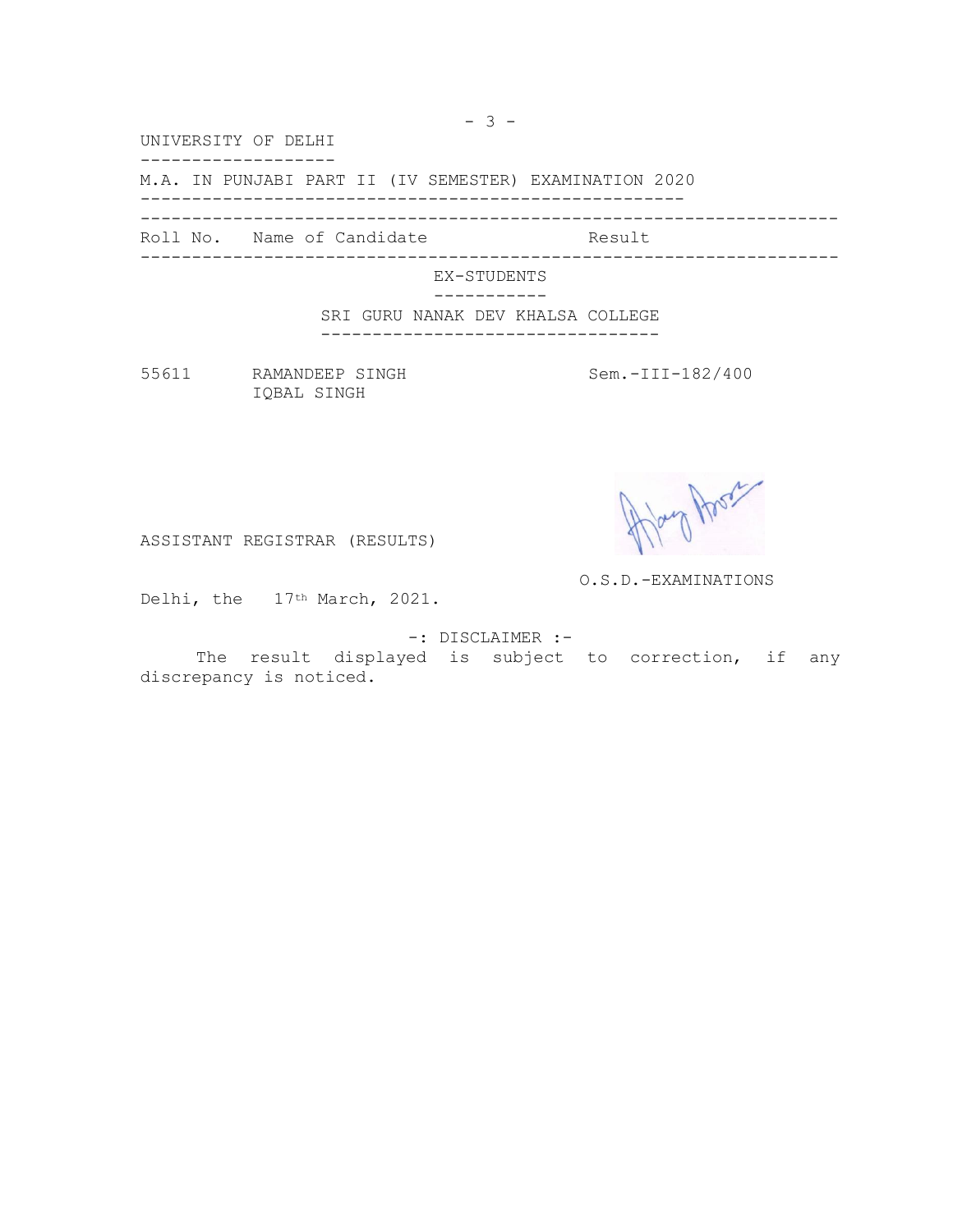UNIVERSITY OF DELHI

M.A. IN PUNJABI PART II (IV SEMESTER) EXAMINATION 2020

| Roll No. | Name of Candidate | Result |
| --- | --- | --- |
| | **EX-STUDENTS** | |
| | **SRI GURU NANAK DEV KHALSA COLLEGE** | |
| 55611 | RAMANDEEP SINGH IQBAL SINGH | Sem.-III-182/400 |

ASSISTANT REGISTRAR (RESULTS)

O.S.D.-EXAMINATIONS

Delhi, the 17th March, 2021.

-: DISCLAIMER :-

The result displayed is subject to correction, if any discrepancy is noticed.